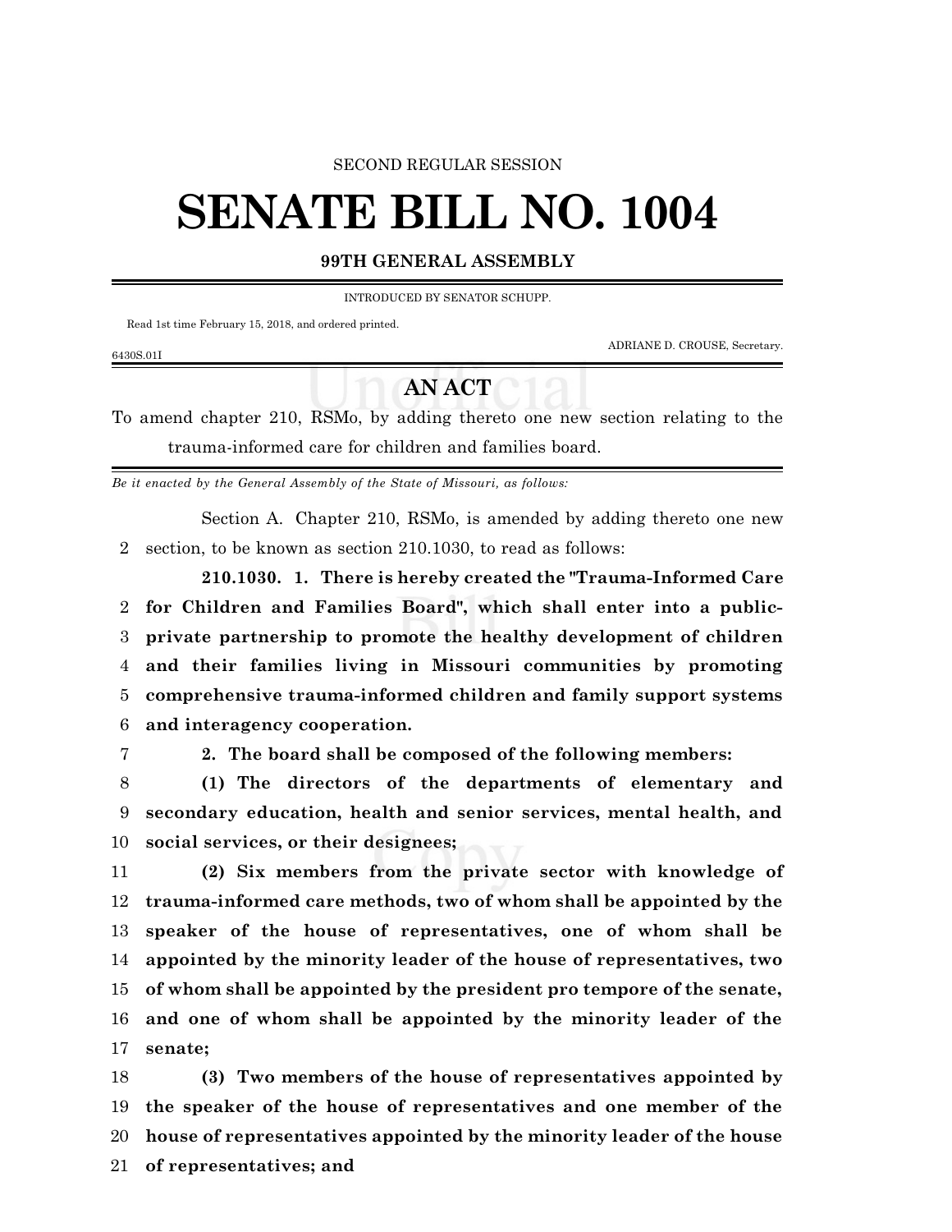SECOND REGULAR SESSION

# SENATE BILL NO. 1004

**99TH GENERAL ASSEMBLY**

INTRODUCED BY SENATOR SCHUPP.

Read 1st time February 15, 2018, and ordered printed.

ADRIANE D. CROUSE, Secretary.

6430S.01I

## AN ACT

To amend chapter 210, RSMo, by adding thereto one new section relating to the trauma-informed care for children and families board.

*Be it enacted by the General Assembly of the State of Missouri, as follows:*

Section A. Chapter 210, RSMo, is amended by adding thereto one new section, to be known as section 210.1030, to read as follows:

**210.1030. 1. There is hereby created the "Trauma-Informed Care for Children and Families Board", which shall enter into a public-private partnership to promote the healthy development of children and their families living in Missouri communities by promoting comprehensive trauma-informed children and family support systems and interagency cooperation.**

**2. The board shall be composed of the following members:**

**(1) The directors of the departments of elementary and secondary education, health and senior services, mental health, and social services, or their designees;**

**(2) Six members from the private sector with knowledge of trauma-informed care methods, two of whom shall be appointed by the speaker of the house of representatives, one of whom shall be appointed by the minority leader of the house of representatives, two of whom shall be appointed by the president pro tempore of the senate, and one of whom shall be appointed by the minority leader of the senate;**

**(3) Two members of the house of representatives appointed by the speaker of the house of representatives and one member of the house of representatives appointed by the minority leader of the house of representatives; and**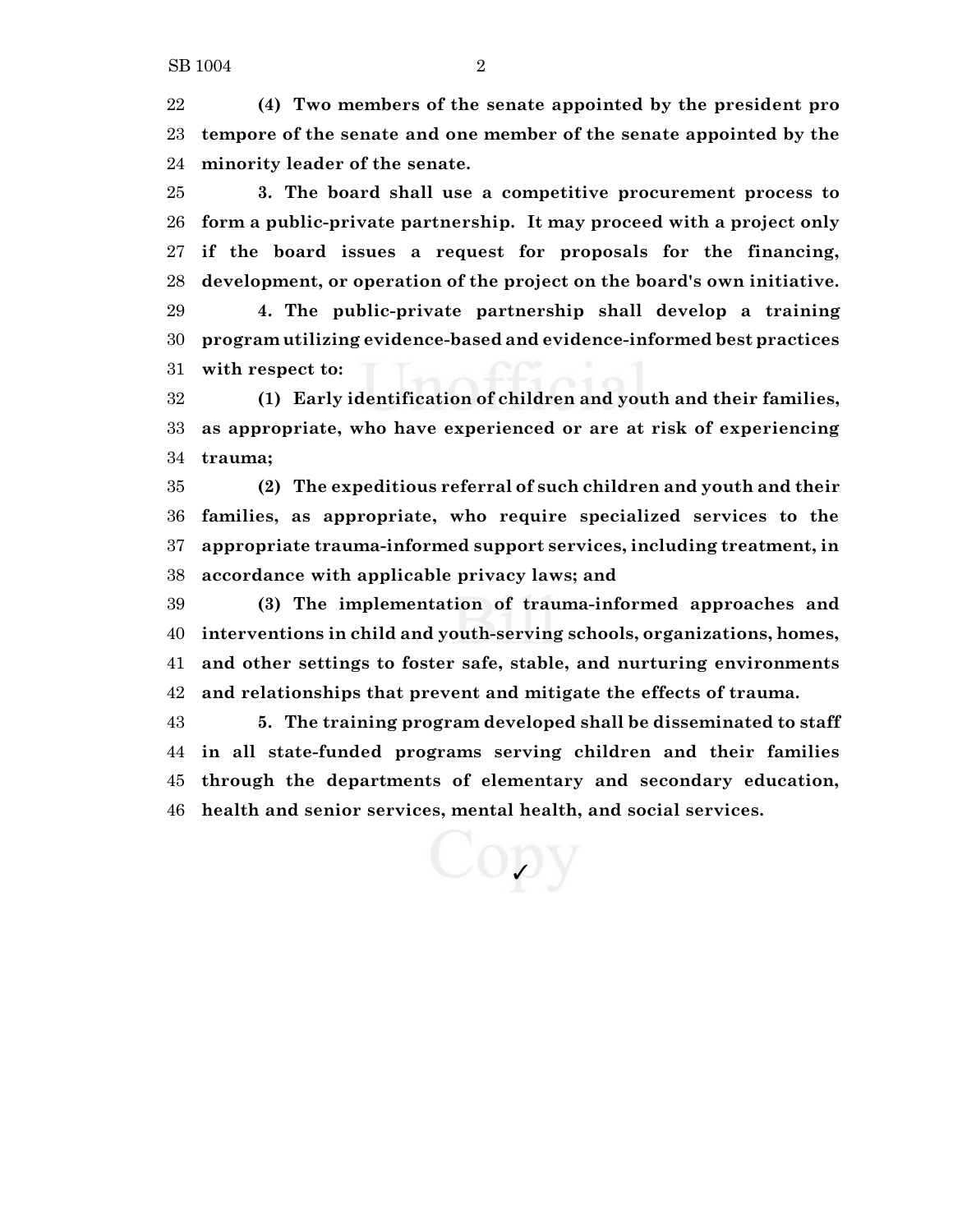**(4) Two members of the senate appointed by the president pro tempore of the senate and one member of the senate appointed by the minority leader of the senate.**

**3. The board shall use a competitive procurement process to form a public-private partnership. It may proceed with a project only if the board issues a request for proposals for the financing, development, or operation of the project on the board's own initiative.**

**4. The public-private partnership shall develop a training program utilizing evidence-based and evidence-informed best practices with respect to:**

**(1) Early identification of children and youth and their families, as appropriate, who have experienced or are at risk of experiencing trauma;**

**(2) The expeditious referral of such children and youth and their families, as appropriate, who require specialized services to the appropriate trauma-informed support services, including treatment, in accordance with applicable privacy laws; and**

**(3) The implementation of trauma-informed approaches and interventions in child and youth-serving schools, organizations, homes, and other settings to foster safe, stable, and nurturing environments and relationships that prevent and mitigate the effects of trauma.**

**5. The training program developed shall be disseminated to staff in all state-funded programs serving children and their families through the departments of elementary and secondary education, health and senior services, mental health, and social services.**

✓